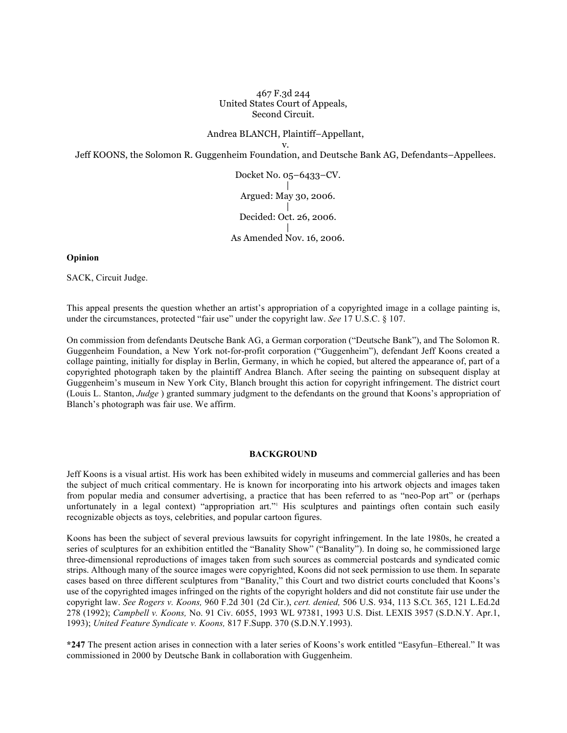467 F.3d 244
United States Court of Appeals,
Second Circuit.

Andrea BLANCH, Plaintiff–Appellant,
v.
Jeff KOONS, the Solomon R. Guggenheim Foundation, and Deutsche Bank AG, Defendants–Appellees.

Docket No. 05–6433–CV.
|
Argued: May 30, 2006.
|
Decided: Oct. 26, 2006.
|
As Amended Nov. 16, 2006.

**Opinion**

SACK, Circuit Judge.

This appeal presents the question whether an artist's appropriation of a copyrighted image in a collage painting is, under the circumstances, protected "fair use" under the copyright law. *See* 17 U.S.C. § 107.

On commission from defendants Deutsche Bank AG, a German corporation ("Deutsche Bank"), and The Solomon R. Guggenheim Foundation, a New York not-for-profit corporation ("Guggenheim"), defendant Jeff Koons created a collage painting, initially for display in Berlin, Germany, in which he copied, but altered the appearance of, part of a copyrighted photograph taken by the plaintiff Andrea Blanch. After seeing the painting on subsequent display at Guggenheim's museum in New York City, Blanch brought this action for copyright infringement. The district court (Louis L. Stanton, *Judge* ) granted summary judgment to the defendants on the ground that Koons's appropriation of Blanch's photograph was fair use. We affirm.

## BACKGROUND

Jeff Koons is a visual artist. His work has been exhibited widely in museums and commercial galleries and has been the subject of much critical commentary. He is known for incorporating into his artwork objects and images taken from popular media and consumer advertising, a practice that has been referred to as "neo-Pop art" or (perhaps unfortunately in a legal context) "appropriation art."[1] His sculptures and paintings often contain such easily recognizable objects as toys, celebrities, and popular cartoon figures.

Koons has been the subject of several previous lawsuits for copyright infringement. In the late 1980s, he created a series of sculptures for an exhibition entitled the "Banality Show" ("Banality"). In doing so, he commissioned large three-dimensional reproductions of images taken from such sources as commercial postcards and syndicated comic strips. Although many of the source images were copyrighted, Koons did not seek permission to use them. In separate cases based on three different sculptures from "Banality," this Court and two district courts concluded that Koons's use of the copyrighted images infringed on the rights of the copyright holders and did not constitute fair use under the copyright law. *See Rogers v. Koons,* 960 F.2d 301 (2d Cir.), *cert. denied,* 506 U.S. 934, 113 S.Ct. 365, 121 L.Ed.2d 278 (1992); *Campbell v. Koons,* No. 91 Civ. 6055, 1993 WL 97381, 1993 U.S. Dist. LEXIS 3957 (S.D.N.Y. Apr.1, 1993); *United Feature Syndicate v. Koons,* 817 F.Supp. 370 (S.D.N.Y.1993).

**\*247** The present action arises in connection with a later series of Koons's work entitled "Easyfun–Ethereal." It was commissioned in 2000 by Deutsche Bank in collaboration with Guggenheim.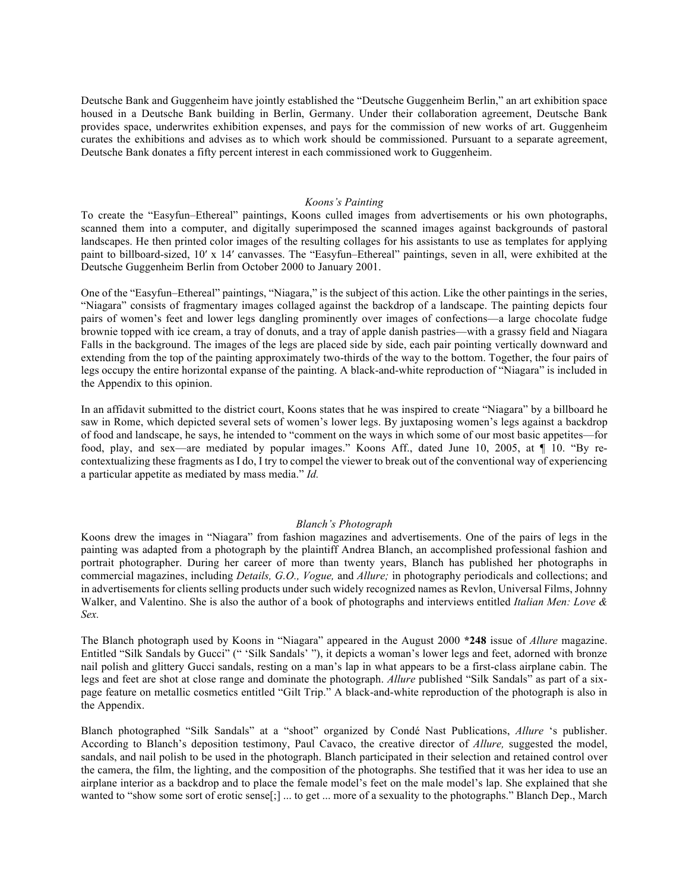Deutsche Bank and Guggenheim have jointly established the "Deutsche Guggenheim Berlin," an art exhibition space housed in a Deutsche Bank building in Berlin, Germany. Under their collaboration agreement, Deutsche Bank provides space, underwrites exhibition expenses, and pays for the commission of new works of art. Guggenheim curates the exhibitions and advises as to which work should be commissioned. Pursuant to a separate agreement, Deutsche Bank donates a fifty percent interest in each commissioned work to Guggenheim.

### *Koons's Painting*

To create the "Easyfun–Ethereal" paintings, Koons culled images from advertisements or his own photographs, scanned them into a computer, and digitally superimposed the scanned images against backgrounds of pastoral landscapes. He then printed color images of the resulting collages for his assistants to use as templates for applying paint to billboard-sized, 10′ x 14′ canvasses. The "Easyfun–Ethereal" paintings, seven in all, were exhibited at the Deutsche Guggenheim Berlin from October 2000 to January 2001.

One of the "Easyfun–Ethereal" paintings, "Niagara," is the subject of this action. Like the other paintings in the series, "Niagara" consists of fragmentary images collaged against the backdrop of a landscape. The painting depicts four pairs of women's feet and lower legs dangling prominently over images of confections—a large chocolate fudge brownie topped with ice cream, a tray of donuts, and a tray of apple danish pastries—with a grassy field and Niagara Falls in the background. The images of the legs are placed side by side, each pair pointing vertically downward and extending from the top of the painting approximately two-thirds of the way to the bottom. Together, the four pairs of legs occupy the entire horizontal expanse of the painting. A black-and-white reproduction of "Niagara" is included in the Appendix to this opinion.

In an affidavit submitted to the district court, Koons states that he was inspired to create "Niagara" by a billboard he saw in Rome, which depicted several sets of women's lower legs. By juxtaposing women's legs against a backdrop of food and landscape, he says, he intended to "comment on the ways in which some of our most basic appetites—for food, play, and sex—are mediated by popular images." Koons Aff., dated June 10, 2005, at ¶ 10. "By re-contextualizing these fragments as I do, I try to compel the viewer to break out of the conventional way of experiencing a particular appetite as mediated by mass media." *Id.*

### *Blanch's Photograph*

Koons drew the images in "Niagara" from fashion magazines and advertisements. One of the pairs of legs in the painting was adapted from a photograph by the plaintiff Andrea Blanch, an accomplished professional fashion and portrait photographer. During her career of more than twenty years, Blanch has published her photographs in commercial magazines, including *Details, G.O., Vogue,* and *Allure;* in photography periodicals and collections; and in advertisements for clients selling products under such widely recognized names as Revlon, Universal Films, Johnny Walker, and Valentino. She is also the author of a book of photographs and interviews entitled *Italian Men: Love & Sex.*

The Blanch photograph used by Koons in "Niagara" appeared in the August 2000 **\*248** issue of *Allure* magazine. Entitled "Silk Sandals by Gucci" (" 'Silk Sandals' "), it depicts a woman's lower legs and feet, adorned with bronze nail polish and glittery Gucci sandals, resting on a man's lap in what appears to be a first-class airplane cabin. The legs and feet are shot at close range and dominate the photograph. *Allure* published "Silk Sandals" as part of a six-page feature on metallic cosmetics entitled "Gilt Trip." A black-and-white reproduction of the photograph is also in the Appendix.

Blanch photographed "Silk Sandals" at a "shoot" organized by Condé Nast Publications, *Allure* 's publisher. According to Blanch's deposition testimony, Paul Cavaco, the creative director of *Allure,* suggested the model, sandals, and nail polish to be used in the photograph. Blanch participated in their selection and retained control over the camera, the film, the lighting, and the composition of the photographs. She testified that it was her idea to use an airplane interior as a backdrop and to place the female model's feet on the male model's lap. She explained that she wanted to "show some sort of erotic sense[;] ... to get ... more of a sexuality to the photographs." Blanch Dep., March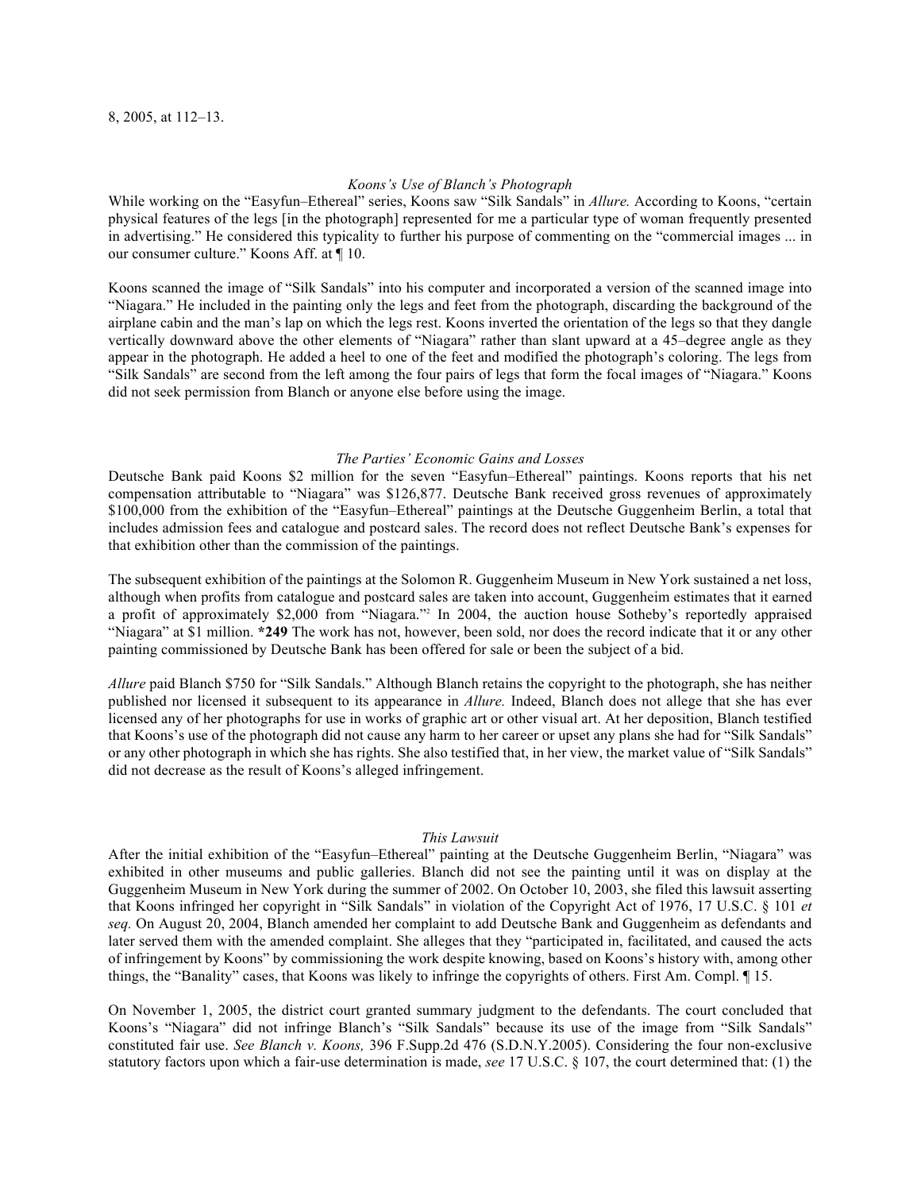8, 2005, at 112–13.

### *Koons's Use of Blanch's Photograph*

While working on the "Easyfun–Ethereal" series, Koons saw "Silk Sandals" in *Allure.* According to Koons, "certain physical features of the legs [in the photograph] represented for me a particular type of woman frequently presented in advertising." He considered this typicality to further his purpose of commenting on the "commercial images ... in our consumer culture." Koons Aff. at ¶ 10.

Koons scanned the image of "Silk Sandals" into his computer and incorporated a version of the scanned image into "Niagara." He included in the painting only the legs and feet from the photograph, discarding the background of the airplane cabin and the man's lap on which the legs rest. Koons inverted the orientation of the legs so that they dangle vertically downward above the other elements of "Niagara" rather than slant upward at a 45–degree angle as they appear in the photograph. He added a heel to one of the feet and modified the photograph's coloring. The legs from "Silk Sandals" are second from the left among the four pairs of legs that form the focal images of "Niagara." Koons did not seek permission from Blanch or anyone else before using the image.

### *The Parties' Economic Gains and Losses*

Deutsche Bank paid Koons $2 million for the seven "Easyfun–Ethereal" paintings. Koons reports that his net compensation attributable to "Niagara" was $126,877. Deutsche Bank received gross revenues of approximately $100,000 from the exhibition of the "Easyfun–Ethereal" paintings at the Deutsche Guggenheim Berlin, a total that includes admission fees and catalogue and postcard sales. The record does not reflect Deutsche Bank's expenses for that exhibition other than the commission of the paintings.

The subsequent exhibition of the paintings at the Solomon R. Guggenheim Museum in New York sustained a net loss, although when profits from catalogue and postcard sales are taken into account, Guggenheim estimates that it earned a profit of approximately $2,000 from "Niagara."[2] In 2004, the auction house Sotheby's reportedly appraised "Niagara" at $1 million. **\*249** The work has not, however, been sold, nor does the record indicate that it or any other painting commissioned by Deutsche Bank has been offered for sale or been the subject of a bid.

*Allure* paid Blanch $750 for "Silk Sandals." Although Blanch retains the copyright to the photograph, she has neither published nor licensed it subsequent to its appearance in *Allure.* Indeed, Blanch does not allege that she has ever licensed any of her photographs for use in works of graphic art or other visual art. At her deposition, Blanch testified that Koons's use of the photograph did not cause any harm to her career or upset any plans she had for "Silk Sandals" or any other photograph in which she has rights. She also testified that, in her view, the market value of "Silk Sandals" did not decrease as the result of Koons's alleged infringement.

### *This Lawsuit*

After the initial exhibition of the "Easyfun–Ethereal" painting at the Deutsche Guggenheim Berlin, "Niagara" was exhibited in other museums and public galleries. Blanch did not see the painting until it was on display at the Guggenheim Museum in New York during the summer of 2002. On October 10, 2003, she filed this lawsuit asserting that Koons infringed her copyright in "Silk Sandals" in violation of the Copyright Act of 1976, 17 U.S.C. § 101 *et seq.* On August 20, 2004, Blanch amended her complaint to add Deutsche Bank and Guggenheim as defendants and later served them with the amended complaint. She alleges that they "participated in, facilitated, and caused the acts of infringement by Koons" by commissioning the work despite knowing, based on Koons's history with, among other things, the "Banality" cases, that Koons was likely to infringe the copyrights of others. First Am. Compl. ¶ 15.

On November 1, 2005, the district court granted summary judgment to the defendants. The court concluded that Koons's "Niagara" did not infringe Blanch's "Silk Sandals" because its use of the image from "Silk Sandals" constituted fair use. *See Blanch v. Koons,* 396 F.Supp.2d 476 (S.D.N.Y.2005). Considering the four non-exclusive statutory factors upon which a fair-use determination is made, *see* 17 U.S.C. § 107, the court determined that: (1) the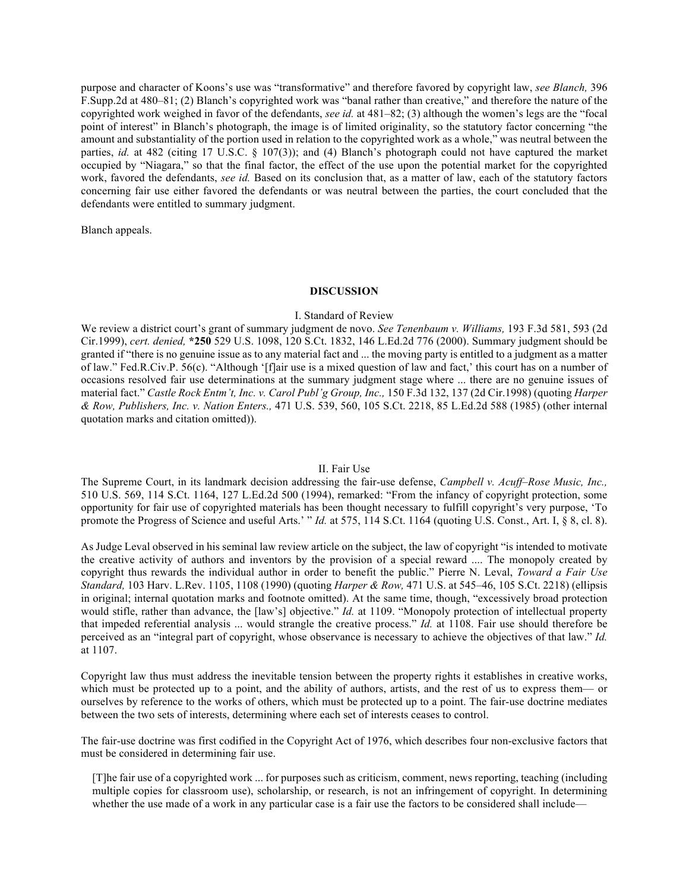purpose and character of Koons's use was "transformative" and therefore favored by copyright law, *see Blanch,* 396 F.Supp.2d at 480–81; (2) Blanch's copyrighted work was "banal rather than creative," and therefore the nature of the copyrighted work weighed in favor of the defendants, *see id.* at 481–82; (3) although the women's legs are the "focal point of interest" in Blanch's photograph, the image is of limited originality, so the statutory factor concerning "the amount and substantiality of the portion used in relation to the copyrighted work as a whole," was neutral between the parties, *id.* at 482 (citing 17 U.S.C. § 107(3)); and (4) Blanch's photograph could not have captured the market occupied by "Niagara," so that the final factor, the effect of the use upon the potential market for the copyrighted work, favored the defendants, *see id.* Based on its conclusion that, as a matter of law, each of the statutory factors concerning fair use either favored the defendants or was neutral between the parties, the court concluded that the defendants were entitled to summary judgment.

Blanch appeals.

## DISCUSSION

### I. Standard of Review

We review a district court's grant of summary judgment de novo. *See Tenenbaum v. Williams,* 193 F.3d 581, 593 (2d Cir.1999), *cert. denied,* **\*250** 529 U.S. 1098, 120 S.Ct. 1832, 146 L.Ed.2d 776 (2000). Summary judgment should be granted if "there is no genuine issue as to any material fact and ... the moving party is entitled to a judgment as a matter of law." Fed.R.Civ.P. 56(c). "Although '[f]air use is a mixed question of law and fact,' this court has on a number of occasions resolved fair use determinations at the summary judgment stage where ... there are no genuine issues of material fact." *Castle Rock Entm't, Inc. v. Carol Publ'g Group, Inc.,* 150 F.3d 132, 137 (2d Cir.1998) (quoting *Harper & Row, Publishers, Inc. v. Nation Enters.,* 471 U.S. 539, 560, 105 S.Ct. 2218, 85 L.Ed.2d 588 (1985) (other internal quotation marks and citation omitted)).

### II. Fair Use

The Supreme Court, in its landmark decision addressing the fair-use defense, *Campbell v. Acuff–Rose Music, Inc.,* 510 U.S. 569, 114 S.Ct. 1164, 127 L.Ed.2d 500 (1994), remarked: "From the infancy of copyright protection, some opportunity for fair use of copyrighted materials has been thought necessary to fulfill copyright's very purpose, 'To promote the Progress of Science and useful Arts.' " *Id.* at 575, 114 S.Ct. 1164 (quoting U.S. Const., Art. I, § 8, cl. 8).

As Judge Leval observed in his seminal law review article on the subject, the law of copyright "is intended to motivate the creative activity of authors and inventors by the provision of a special reward .... The monopoly created by copyright thus rewards the individual author in order to benefit the public." Pierre N. Leval, *Toward a Fair Use Standard,* 103 Harv. L.Rev. 1105, 1108 (1990) (quoting *Harper & Row,* 471 U.S. at 545–46, 105 S.Ct. 2218) (ellipsis in original; internal quotation marks and footnote omitted). At the same time, though, "excessively broad protection would stifle, rather than advance, the [law's] objective." *Id.* at 1109. "Monopoly protection of intellectual property that impeded referential analysis ... would strangle the creative process." *Id.* at 1108. Fair use should therefore be perceived as an "integral part of copyright, whose observance is necessary to achieve the objectives of that law." *Id.* at 1107.

Copyright law thus must address the inevitable tension between the property rights it establishes in creative works, which must be protected up to a point, and the ability of authors, artists, and the rest of us to express them— or ourselves by reference to the works of others, which must be protected up to a point. The fair-use doctrine mediates between the two sets of interests, determining where each set of interests ceases to control.

The fair-use doctrine was first codified in the Copyright Act of 1976, which describes four non-exclusive factors that must be considered in determining fair use.

> [T]he fair use of a copyrighted work ... for purposes such as criticism, comment, news reporting, teaching (including multiple copies for classroom use), scholarship, or research, is not an infringement of copyright. In determining whether the use made of a work in any particular case is a fair use the factors to be considered shall include—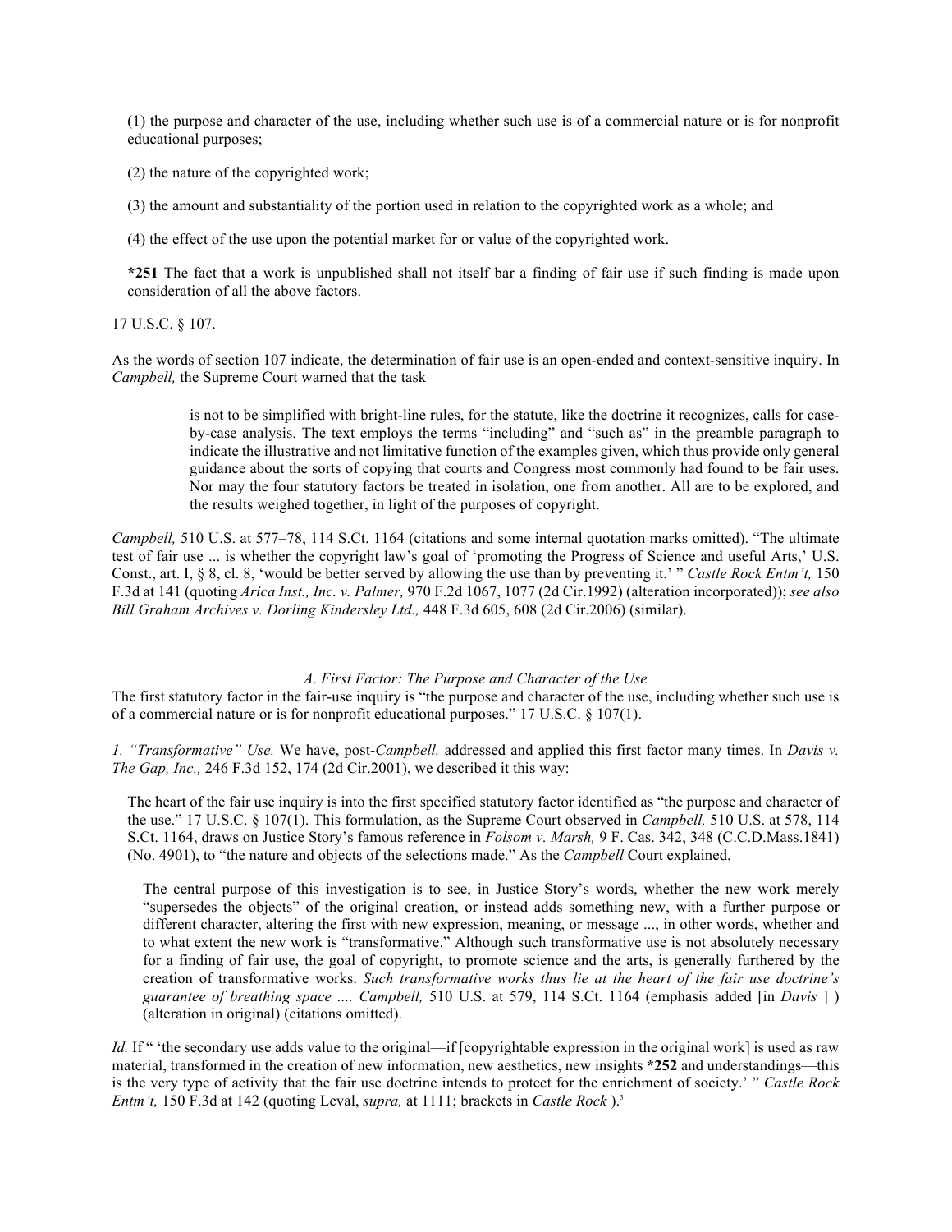(1) the purpose and character of the use, including whether such use is of a commercial nature or is for nonprofit educational purposes;

(2) the nature of the copyrighted work;

(3) the amount and substantiality of the portion used in relation to the copyrighted work as a whole; and

(4) the effect of the use upon the potential market for or value of the copyrighted work.

**\*251** The fact that a work is unpublished shall not itself bar a finding of fair use if such finding is made upon consideration of all the above factors.

17 U.S.C. § 107.

As the words of section 107 indicate, the determination of fair use is an open-ended and context-sensitive inquiry. In *Campbell,* the Supreme Court warned that the task

> is not to be simplified with bright-line rules, for the statute, like the doctrine it recognizes, calls for case-by-case analysis. The text employs the terms "including" and "such as" in the preamble paragraph to indicate the illustrative and not limitative function of the examples given, which thus provide only general guidance about the sorts of copying that courts and Congress most commonly had found to be fair uses. Nor may the four statutory factors be treated in isolation, one from another. All are to be explored, and the results weighed together, in light of the purposes of copyright.

*Campbell,* 510 U.S. at 577–78, 114 S.Ct. 1164 (citations and some internal quotation marks omitted). "The ultimate test of fair use ... is whether the copyright law's goal of 'promoting the Progress of Science and useful Arts,' U.S. Const., art. I, § 8, cl. 8, 'would be better served by allowing the use than by preventing it.' " *Castle Rock Entm't,* 150 F.3d at 141 (quoting *Arica Inst., Inc. v. Palmer,* 970 F.2d 1067, 1077 (2d Cir.1992) (alteration incorporated)); *see also Bill Graham Archives v. Dorling Kindersley Ltd.,* 448 F.3d 605, 608 (2d Cir.2006) (similar).

### *A. First Factor: The Purpose and Character of the Use*

The first statutory factor in the fair-use inquiry is "the purpose and character of the use, including whether such use is of a commercial nature or is for nonprofit educational purposes." 17 U.S.C. § 107(1).

*1. "Transformative" Use.* We have, post-*Campbell,* addressed and applied this first factor many times. In *Davis v. The Gap, Inc.,* 246 F.3d 152, 174 (2d Cir.2001), we described it this way:

> The heart of the fair use inquiry is into the first specified statutory factor identified as "the purpose and character of the use." 17 U.S.C. § 107(1). This formulation, as the Supreme Court observed in *Campbell,* 510 U.S. at 578, 114 S.Ct. 1164, draws on Justice Story's famous reference in *Folsom v. Marsh,* 9 F. Cas. 342, 348 (C.C.D.Mass.1841) (No. 4901), to "the nature and objects of the selections made." As the *Campbell* Court explained,
>
> > The central purpose of this investigation is to see, in Justice Story's words, whether the new work merely "supersedes the objects" of the original creation, or instead adds something new, with a further purpose or different character, altering the first with new expression, meaning, or message ..., in other words, whether and to what extent the new work is "transformative." Although such transformative use is not absolutely necessary for a finding of fair use, the goal of copyright, to promote science and the arts, is generally furthered by the creation of transformative works. *Such transformative works thus lie at the heart of the fair use doctrine's guarantee of breathing space .... Campbell,* 510 U.S. at 579, 114 S.Ct. 1164 (emphasis added [in *Davis* ] ) (alteration in original) (citations omitted).

*Id.* If " 'the secondary use adds value to the original—if [copyrightable expression in the original work] is used as raw material, transformed in the creation of new information, new aesthetics, new insights **\*252** and understandings—this is the very type of activity that the fair use doctrine intends to protect for the enrichment of society.' " *Castle Rock Entm't,* 150 F.3d at 142 (quoting Leval, *supra,* at 1111; brackets in *Castle Rock* ).[3]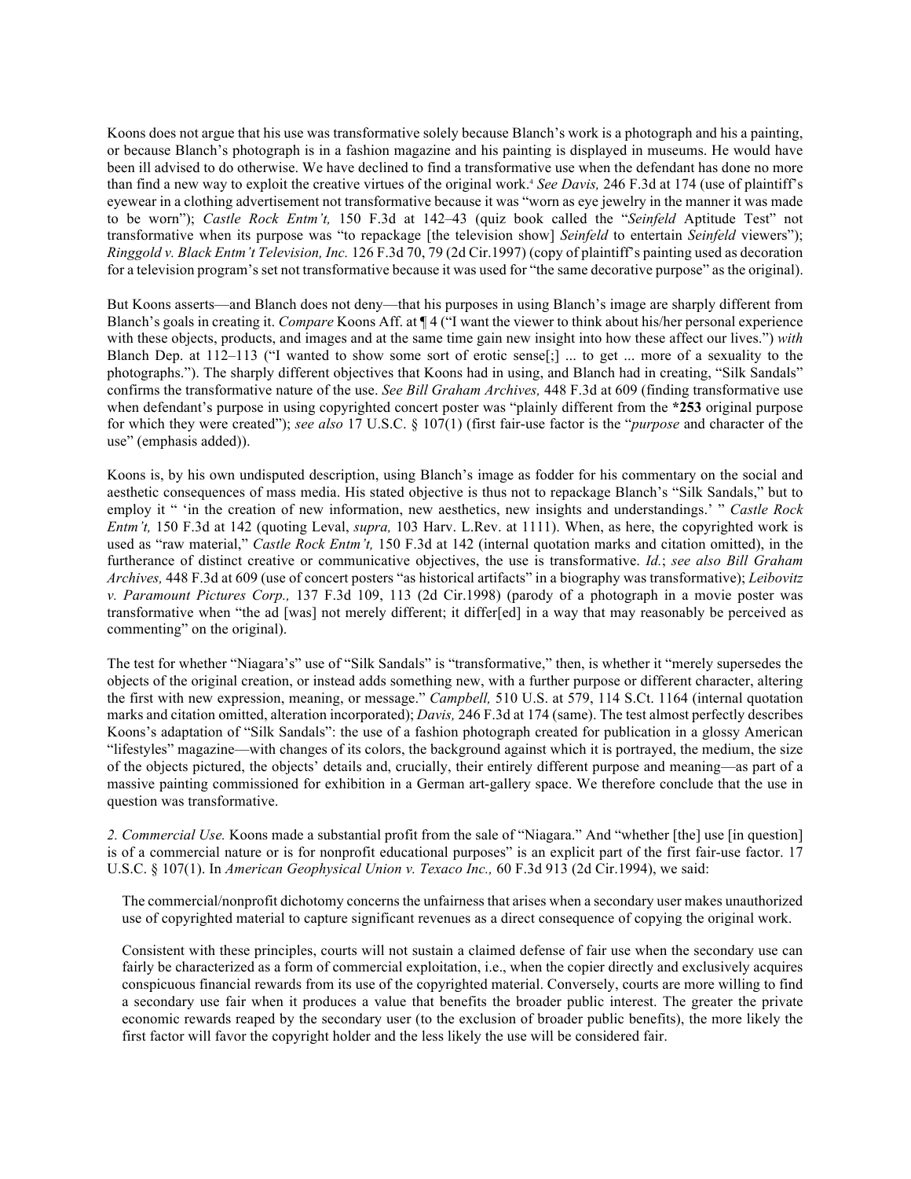Koons does not argue that his use was transformative solely because Blanch's work is a photograph and his a painting, or because Blanch's photograph is in a fashion magazine and his painting is displayed in museums. He would have been ill advised to do otherwise. We have declined to find a transformative use when the defendant has done no more than find a new way to exploit the creative virtues of the original work.[4] *See Davis,* 246 F.3d at 174 (use of plaintiff's eyewear in a clothing advertisement not transformative because it was "worn as eye jewelry in the manner it was made to be worn"); *Castle Rock Entm't,* 150 F.3d at 142–43 (quiz book called the "*Seinfeld* Aptitude Test" not transformative when its purpose was "to repackage [the television show] *Seinfeld* to entertain *Seinfeld* viewers"); *Ringgold v. Black Entm't Television, Inc.* 126 F.3d 70, 79 (2d Cir.1997) (copy of plaintiff's painting used as decoration for a television program's set not transformative because it was used for "the same decorative purpose" as the original).

But Koons asserts—and Blanch does not deny—that his purposes in using Blanch's image are sharply different from Blanch's goals in creating it. *Compare* Koons Aff. at ¶ 4 ("I want the viewer to think about his/her personal experience with these objects, products, and images and at the same time gain new insight into how these affect our lives.") *with* Blanch Dep. at 112–113 ("I wanted to show some sort of erotic sense[;] ... to get ... more of a sexuality to the photographs."). The sharply different objectives that Koons had in using, and Blanch had in creating, "Silk Sandals" confirms the transformative nature of the use. *See Bill Graham Archives,* 448 F.3d at 609 (finding transformative use when defendant's purpose in using copyrighted concert poster was "plainly different from the **\*253** original purpose for which they were created"); *see also* 17 U.S.C. § 107(1) (first fair-use factor is the "*purpose* and character of the use" (emphasis added)).

Koons is, by his own undisputed description, using Blanch's image as fodder for his commentary on the social and aesthetic consequences of mass media. His stated objective is thus not to repackage Blanch's "Silk Sandals," but to employ it " 'in the creation of new information, new aesthetics, new insights and understandings.' " *Castle Rock Entm't,* 150 F.3d at 142 (quoting Leval, *supra,* 103 Harv. L.Rev. at 1111). When, as here, the copyrighted work is used as "raw material," *Castle Rock Entm't,* 150 F.3d at 142 (internal quotation marks and citation omitted), in the furtherance of distinct creative or communicative objectives, the use is transformative. *Id.*; *see also Bill Graham Archives,* 448 F.3d at 609 (use of concert posters "as historical artifacts" in a biography was transformative); *Leibovitz v. Paramount Pictures Corp.,* 137 F.3d 109, 113 (2d Cir.1998) (parody of a photograph in a movie poster was transformative when "the ad [was] not merely different; it differ[ed] in a way that may reasonably be perceived as commenting" on the original).

The test for whether "Niagara's" use of "Silk Sandals" is "transformative," then, is whether it "merely supersedes the objects of the original creation, or instead adds something new, with a further purpose or different character, altering the first with new expression, meaning, or message." *Campbell,* 510 U.S. at 579, 114 S.Ct. 1164 (internal quotation marks and citation omitted, alteration incorporated); *Davis,* 246 F.3d at 174 (same). The test almost perfectly describes Koons's adaptation of "Silk Sandals": the use of a fashion photograph created for publication in a glossy American "lifestyles" magazine—with changes of its colors, the background against which it is portrayed, the medium, the size of the objects pictured, the objects' details and, crucially, their entirely different purpose and meaning—as part of a massive painting commissioned for exhibition in a German art-gallery space. We therefore conclude that the use in question was transformative.

*2. Commercial Use.* Koons made a substantial profit from the sale of "Niagara." And "whether [the] use [in question] is of a commercial nature or is for nonprofit educational purposes" is an explicit part of the first fair-use factor. 17 U.S.C. § 107(1). In *American Geophysical Union v. Texaco Inc.,* 60 F.3d 913 (2d Cir.1994), we said:

> The commercial/nonprofit dichotomy concerns the unfairness that arises when a secondary user makes unauthorized use of copyrighted material to capture significant revenues as a direct consequence of copying the original work.
>
> Consistent with these principles, courts will not sustain a claimed defense of fair use when the secondary use can fairly be characterized as a form of commercial exploitation, i.e., when the copier directly and exclusively acquires conspicuous financial rewards from its use of the copyrighted material. Conversely, courts are more willing to find a secondary use fair when it produces a value that benefits the broader public interest. The greater the private economic rewards reaped by the secondary user (to the exclusion of broader public benefits), the more likely the first factor will favor the copyright holder and the less likely the use will be considered fair.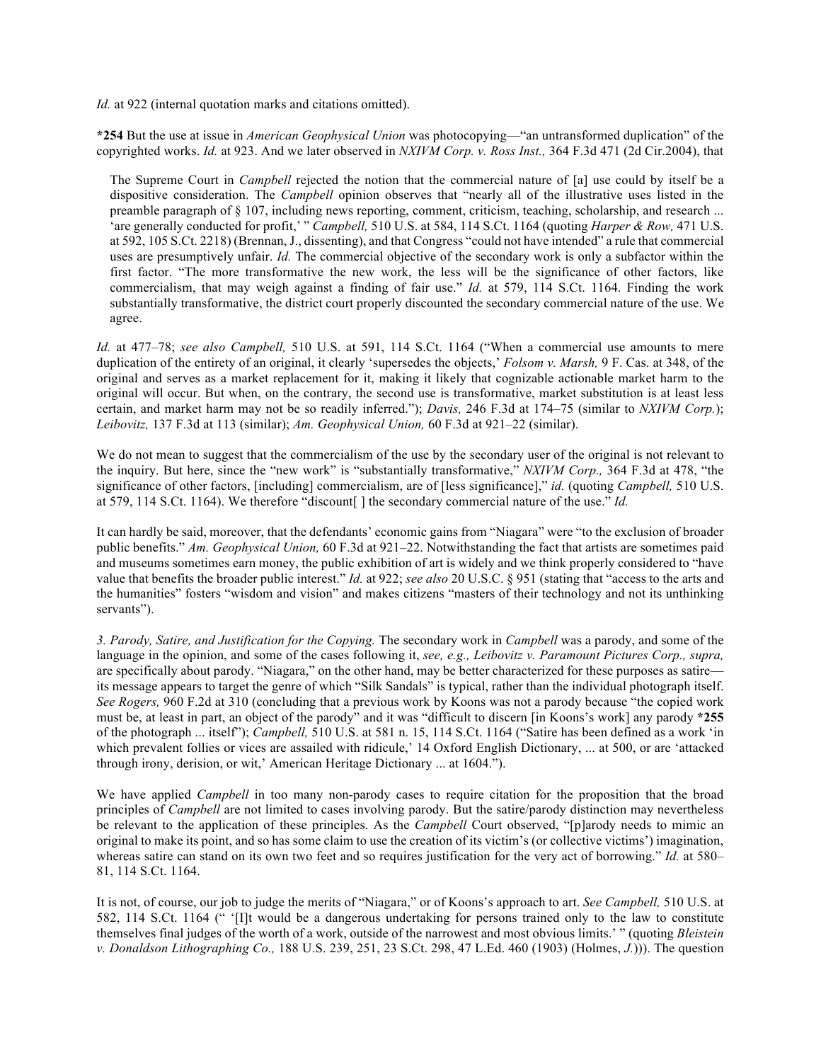*Id.* at 922 (internal quotation marks and citations omitted).

**\*254** But the use at issue in *American Geophysical Union* was photocopying—"an untransformed duplication" of the copyrighted works. *Id.* at 923. And we later observed in *NXIVM Corp. v. Ross Inst.,* 364 F.3d 471 (2d Cir.2004), that

> The Supreme Court in *Campbell* rejected the notion that the commercial nature of [a] use could by itself be a dispositive consideration. The *Campbell* opinion observes that "nearly all of the illustrative uses listed in the preamble paragraph of § 107, including news reporting, comment, criticism, teaching, scholarship, and research ... 'are generally conducted for profit,' " *Campbell,* 510 U.S. at 584, 114 S.Ct. 1164 (quoting *Harper & Row,* 471 U.S. at 592, 105 S.Ct. 2218) (Brennan, J., dissenting), and that Congress "could not have intended" a rule that commercial uses are presumptively unfair. *Id.* The commercial objective of the secondary work is only a subfactor within the first factor. "The more transformative the new work, the less will be the significance of other factors, like commercialism, that may weigh against a finding of fair use." *Id.* at 579, 114 S.Ct. 1164. Finding the work substantially transformative, the district court properly discounted the secondary commercial nature of the use. We agree.

*Id.* at 477–78; *see also Campbell,* 510 U.S. at 591, 114 S.Ct. 1164 ("When a commercial use amounts to mere duplication of the entirety of an original, it clearly 'supersedes the objects,' *Folsom v. Marsh,* 9 F. Cas. at 348, of the original and serves as a market replacement for it, making it likely that cognizable actionable market harm to the original will occur. But when, on the contrary, the second use is transformative, market substitution is at least less certain, and market harm may not be so readily inferred."); *Davis,* 246 F.3d at 174–75 (similar to *NXIVM Corp.*); *Leibovitz,* 137 F.3d at 113 (similar); *Am. Geophysical Union,* 60 F.3d at 921–22 (similar).

We do not mean to suggest that the commercialism of the use by the secondary user of the original is not relevant to the inquiry. But here, since the "new work" is "substantially transformative," *NXIVM Corp.,* 364 F.3d at 478, "the significance of other factors, [including] commercialism, are of [less significance]," *id.* (quoting *Campbell,* 510 U.S. at 579, 114 S.Ct. 1164). We therefore "discount[ ] the secondary commercial nature of the use." *Id.*

It can hardly be said, moreover, that the defendants' economic gains from "Niagara" were "to the exclusion of broader public benefits." *Am. Geophysical Union,* 60 F.3d at 921–22. Notwithstanding the fact that artists are sometimes paid and museums sometimes earn money, the public exhibition of art is widely and we think properly considered to "have value that benefits the broader public interest." *Id.* at 922; *see also* 20 U.S.C. § 951 (stating that "access to the arts and the humanities" fosters "wisdom and vision" and makes citizens "masters of their technology and not its unthinking servants").

*3. Parody, Satire, and Justification for the Copying.* The secondary work in *Campbell* was a parody, and some of the language in the opinion, and some of the cases following it, *see, e.g., Leibovitz v. Paramount Pictures Corp., supra,* are specifically about parody. "Niagara," on the other hand, may be better characterized for these purposes as satire—its message appears to target the genre of which "Silk Sandals" is typical, rather than the individual photograph itself. *See Rogers,* 960 F.2d at 310 (concluding that a previous work by Koons was not a parody because "the copied work must be, at least in part, an object of the parody" and it was "difficult to discern [in Koons's work] any parody **\*255** of the photograph ... itself"); *Campbell,* 510 U.S. at 581 n. 15, 114 S.Ct. 1164 ("Satire has been defined as a work 'in which prevalent follies or vices are assailed with ridicule,' 14 Oxford English Dictionary, ... at 500, or are 'attacked through irony, derision, or wit,' American Heritage Dictionary ... at 1604.").

We have applied *Campbell* in too many non-parody cases to require citation for the proposition that the broad principles of *Campbell* are not limited to cases involving parody. But the satire/parody distinction may nevertheless be relevant to the application of these principles. As the *Campbell* Court observed, "[p]arody needs to mimic an original to make its point, and so has some claim to use the creation of its victim's (or collective victims') imagination, whereas satire can stand on its own two feet and so requires justification for the very act of borrowing." *Id.* at 580–81, 114 S.Ct. 1164.

It is not, of course, our job to judge the merits of "Niagara," or of Koons's approach to art. *See Campbell,* 510 U.S. at 582, 114 S.Ct. 1164 (" '[I]t would be a dangerous undertaking for persons trained only to the law to constitute themselves final judges of the worth of a work, outside of the narrowest and most obvious limits.' " (quoting *Bleistein v. Donaldson Lithographing Co.,* 188 U.S. 239, 251, 23 S.Ct. 298, 47 L.Ed. 460 (1903) (Holmes, *J.*))). The question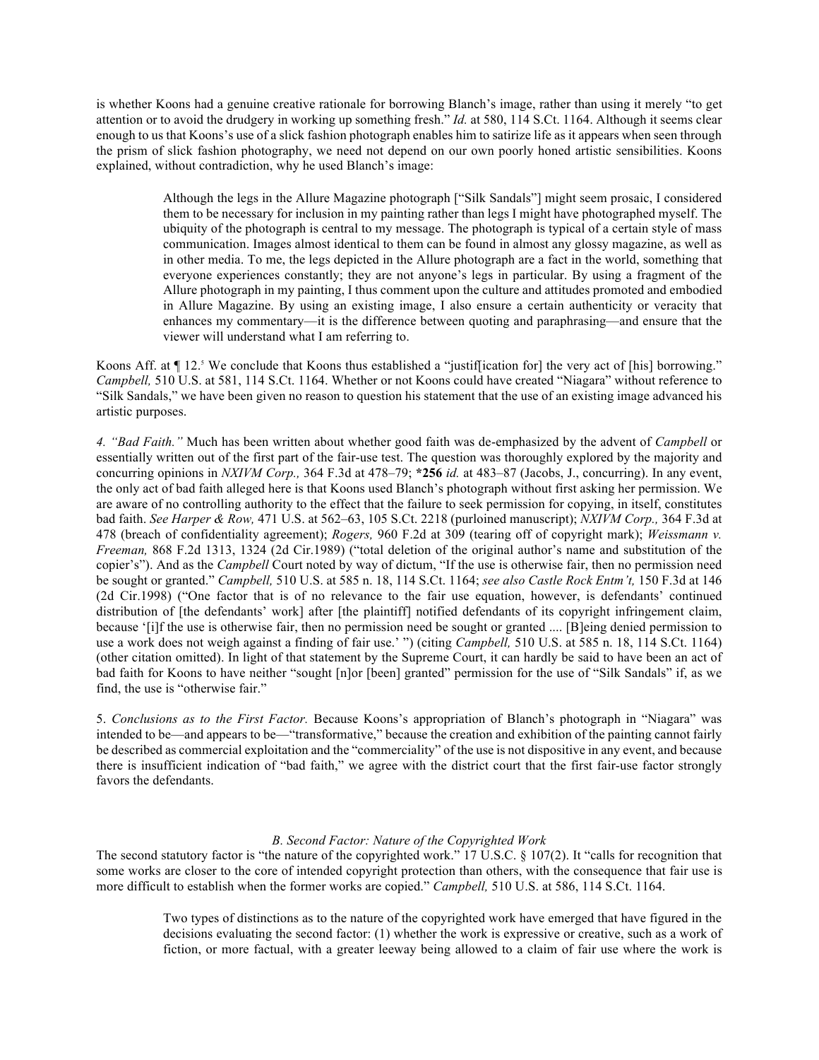is whether Koons had a genuine creative rationale for borrowing Blanch's image, rather than using it merely "to get attention or to avoid the drudgery in working up something fresh." *Id.* at 580, 114 S.Ct. 1164. Although it seems clear enough to us that Koons's use of a slick fashion photograph enables him to satirize life as it appears when seen through the prism of slick fashion photography, we need not depend on our own poorly honed artistic sensibilities. Koons explained, without contradiction, why he used Blanch's image:

> Although the legs in the Allure Magazine photograph ["Silk Sandals"] might seem prosaic, I considered them to be necessary for inclusion in my painting rather than legs I might have photographed myself. The ubiquity of the photograph is central to my message. The photograph is typical of a certain style of mass communication. Images almost identical to them can be found in almost any glossy magazine, as well as in other media. To me, the legs depicted in the Allure photograph are a fact in the world, something that everyone experiences constantly; they are not anyone's legs in particular. By using a fragment of the Allure photograph in my painting, I thus comment upon the culture and attitudes promoted and embodied in Allure Magazine. By using an existing image, I also ensure a certain authenticity or veracity that enhances my commentary—it is the difference between quoting and paraphrasing—and ensure that the viewer will understand what I am referring to.

Koons Aff. at ¶ 12.[5] We conclude that Koons thus established a "justif[ication for] the very act of [his] borrowing." *Campbell,* 510 U.S. at 581, 114 S.Ct. 1164. Whether or not Koons could have created "Niagara" without reference to "Silk Sandals," we have been given no reason to question his statement that the use of an existing image advanced his artistic purposes.

*4. "Bad Faith."* Much has been written about whether good faith was de-emphasized by the advent of *Campbell* or essentially written out of the first part of the fair-use test. The question was thoroughly explored by the majority and concurring opinions in *NXIVM Corp.,* 364 F.3d at 478–79; **\*256** *id.* at 483–87 (Jacobs, J., concurring). In any event, the only act of bad faith alleged here is that Koons used Blanch's photograph without first asking her permission. We are aware of no controlling authority to the effect that the failure to seek permission for copying, in itself, constitutes bad faith. *See Harper & Row,* 471 U.S. at 562–63, 105 S.Ct. 2218 (purloined manuscript); *NXIVM Corp.,* 364 F.3d at 478 (breach of confidentiality agreement); *Rogers,* 960 F.2d at 309 (tearing off of copyright mark); *Weissmann v. Freeman,* 868 F.2d 1313, 1324 (2d Cir.1989) ("total deletion of the original author's name and substitution of the copier's"). And as the *Campbell* Court noted by way of dictum, "If the use is otherwise fair, then no permission need be sought or granted." *Campbell,* 510 U.S. at 585 n. 18, 114 S.Ct. 1164; *see also Castle Rock Entm't,* 150 F.3d at 146 (2d Cir.1998) ("One factor that is of no relevance to the fair use equation, however, is defendants' continued distribution of [the defendants' work] after [the plaintiff] notified defendants of its copyright infringement claim, because '[i]f the use is otherwise fair, then no permission need be sought or granted .... [B]eing denied permission to use a work does not weigh against a finding of fair use.' ") (citing *Campbell,* 510 U.S. at 585 n. 18, 114 S.Ct. 1164) (other citation omitted). In light of that statement by the Supreme Court, it can hardly be said to have been an act of bad faith for Koons to have neither "sought [n]or [been] granted" permission for the use of "Silk Sandals" if, as we find, the use is "otherwise fair."

5. *Conclusions as to the First Factor.* Because Koons's appropriation of Blanch's photograph in "Niagara" was intended to be—and appears to be—"transformative," because the creation and exhibition of the painting cannot fairly be described as commercial exploitation and the "commerciality" of the use is not dispositive in any event, and because there is insufficient indication of "bad faith," we agree with the district court that the first fair-use factor strongly favors the defendants.

### *B. Second Factor: Nature of the Copyrighted Work*

The second statutory factor is "the nature of the copyrighted work." 17 U.S.C. § 107(2). It "calls for recognition that some works are closer to the core of intended copyright protection than others, with the consequence that fair use is more difficult to establish when the former works are copied." *Campbell,* 510 U.S. at 586, 114 S.Ct. 1164.

> Two types of distinctions as to the nature of the copyrighted work have emerged that have figured in the decisions evaluating the second factor: (1) whether the work is expressive or creative, such as a work of fiction, or more factual, with a greater leeway being allowed to a claim of fair use where the work is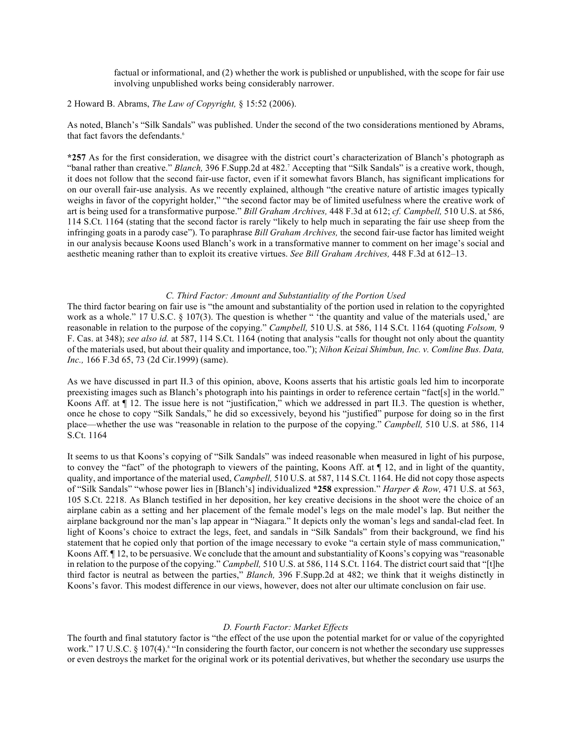factual or informational, and (2) whether the work is published or unpublished, with the scope for fair use involving unpublished works being considerably narrower.

2 Howard B. Abrams, *The Law of Copyright,* § 15:52 (2006).

As noted, Blanch's "Silk Sandals" was published. Under the second of the two considerations mentioned by Abrams, that fact favors the defendants.[6]

**\*257** As for the first consideration, we disagree with the district court's characterization of Blanch's photograph as "banal rather than creative." *Blanch,* 396 F.Supp.2d at 482.[7] Accepting that "Silk Sandals" is a creative work, though, it does not follow that the second fair-use factor, even if it somewhat favors Blanch, has significant implications for on our overall fair-use analysis. As we recently explained, although "the creative nature of artistic images typically weighs in favor of the copyright holder," "the second factor may be of limited usefulness where the creative work of art is being used for a transformative purpose." *Bill Graham Archives,* 448 F.3d at 612; *cf. Campbell,* 510 U.S. at 586, 114 S.Ct. 1164 (stating that the second factor is rarely "likely to help much in separating the fair use sheep from the infringing goats in a parody case"). To paraphrase *Bill Graham Archives,* the second fair-use factor has limited weight in our analysis because Koons used Blanch's work in a transformative manner to comment on her image's social and aesthetic meaning rather than to exploit its creative virtues. *See Bill Graham Archives,* 448 F.3d at 612–13.

### *C. Third Factor: Amount and Substantiality of the Portion Used*

The third factor bearing on fair use is "the amount and substantiality of the portion used in relation to the copyrighted work as a whole." 17 U.S.C. § 107(3). The question is whether " 'the quantity and value of the materials used,' are reasonable in relation to the purpose of the copying." *Campbell,* 510 U.S. at 586, 114 S.Ct. 1164 (quoting *Folsom,* 9 F. Cas. at 348); *see also id.* at 587, 114 S.Ct. 1164 (noting that analysis "calls for thought not only about the quantity of the materials used, but about their quality and importance, too."); *Nihon Keizai Shimbun, Inc. v. Comline Bus. Data, Inc.,* 166 F.3d 65, 73 (2d Cir.1999) (same).

As we have discussed in part II.3 of this opinion, above, Koons asserts that his artistic goals led him to incorporate preexisting images such as Blanch's photograph into his paintings in order to reference certain "fact[s] in the world." Koons Aff. at ¶ 12. The issue here is not "justification," which we addressed in part II.3. The question is whether, once he chose to copy "Silk Sandals," he did so excessively, beyond his "justified" purpose for doing so in the first place—whether the use was "reasonable in relation to the purpose of the copying." *Campbell,* 510 U.S. at 586, 114 S.Ct. 1164

It seems to us that Koons's copying of "Silk Sandals" was indeed reasonable when measured in light of his purpose, to convey the "fact" of the photograph to viewers of the painting, Koons Aff. at ¶ 12, and in light of the quantity, quality, and importance of the material used, *Campbell,* 510 U.S. at 587, 114 S.Ct. 1164. He did not copy those aspects of "Silk Sandals" "whose power lies in [Blanch's] individualized **\*258** expression." *Harper & Row,* 471 U.S. at 563, 105 S.Ct. 2218. As Blanch testified in her deposition, her key creative decisions in the shoot were the choice of an airplane cabin as a setting and her placement of the female model's legs on the male model's lap. But neither the airplane background nor the man's lap appear in "Niagara." It depicts only the woman's legs and sandal-clad feet. In light of Koons's choice to extract the legs, feet, and sandals in "Silk Sandals" from their background, we find his statement that he copied only that portion of the image necessary to evoke "a certain style of mass communication," Koons Aff. ¶ 12, to be persuasive. We conclude that the amount and substantiality of Koons's copying was "reasonable in relation to the purpose of the copying." *Campbell,* 510 U.S. at 586, 114 S.Ct. 1164. The district court said that "[t]he third factor is neutral as between the parties," *Blanch,* 396 F.Supp.2d at 482; we think that it weighs distinctly in Koons's favor. This modest difference in our views, however, does not alter our ultimate conclusion on fair use.

### *D. Fourth Factor: Market Effects*

The fourth and final statutory factor is "the effect of the use upon the potential market for or value of the copyrighted work." 17 U.S.C. § 107(4).[8] "In considering the fourth factor, our concern is not whether the secondary use suppresses or even destroys the market for the original work or its potential derivatives, but whether the secondary use usurps the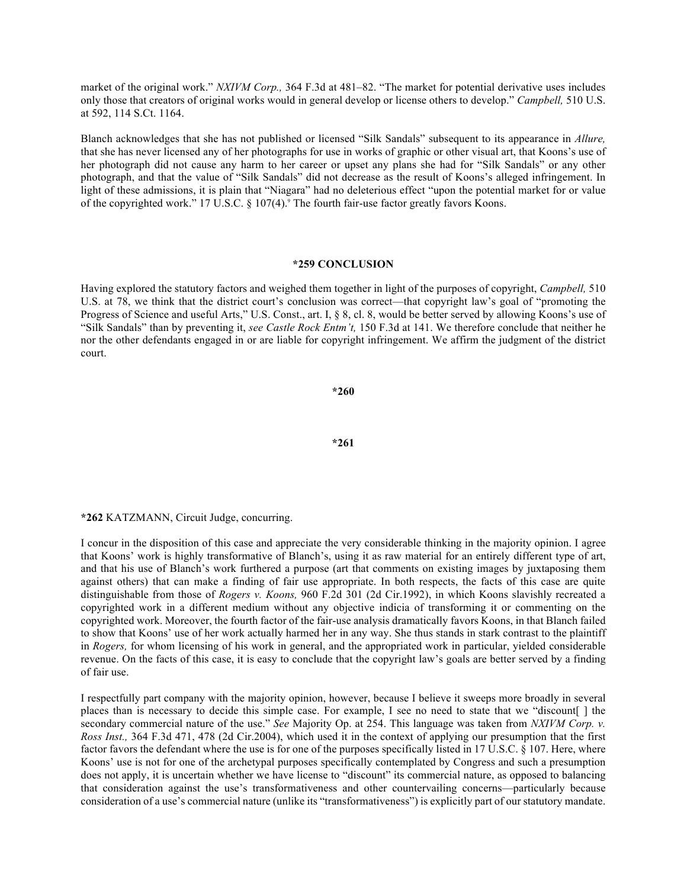market of the original work." *NXIVM Corp.,* 364 F.3d at 481–82. "The market for potential derivative uses includes only those that creators of original works would in general develop or license others to develop." *Campbell,* 510 U.S. at 592, 114 S.Ct. 1164.

Blanch acknowledges that she has not published or licensed "Silk Sandals" subsequent to its appearance in *Allure,* that she has never licensed any of her photographs for use in works of graphic or other visual art, that Koons's use of her photograph did not cause any harm to her career or upset any plans she had for "Silk Sandals" or any other photograph, and that the value of "Silk Sandals" did not decrease as the result of Koons's alleged infringement. In light of these admissions, it is plain that "Niagara" had no deleterious effect "upon the potential market for or value of the copyrighted work." 17 U.S.C. § 107(4).[9] The fourth fair-use factor greatly favors Koons.

**\*259 CONCLUSION**

Having explored the statutory factors and weighed them together in light of the purposes of copyright, *Campbell,* 510 U.S. at 78, we think that the district court's conclusion was correct—that copyright law's goal of "promoting the Progress of Science and useful Arts," U.S. Const., art. I, § 8, cl. 8, would be better served by allowing Koons's use of "Silk Sandals" than by preventing it, *see Castle Rock Entm't,* 150 F.3d at 141. We therefore conclude that neither he nor the other defendants engaged in or are liable for copyright infringement. We affirm the judgment of the district court.

**\*260**

**\*261**

**\*262** KATZMANN, Circuit Judge, concurring.

I concur in the disposition of this case and appreciate the very considerable thinking in the majority opinion. I agree that Koons' work is highly transformative of Blanch's, using it as raw material for an entirely different type of art, and that his use of Blanch's work furthered a purpose (art that comments on existing images by juxtaposing them against others) that can make a finding of fair use appropriate. In both respects, the facts of this case are quite distinguishable from those of *Rogers v. Koons,* 960 F.2d 301 (2d Cir.1992), in which Koons slavishly recreated a copyrighted work in a different medium without any objective indicia of transforming it or commenting on the copyrighted work. Moreover, the fourth factor of the fair-use analysis dramatically favors Koons, in that Blanch failed to show that Koons' use of her work actually harmed her in any way. She thus stands in stark contrast to the plaintiff in *Rogers,* for whom licensing of his work in general, and the appropriated work in particular, yielded considerable revenue. On the facts of this case, it is easy to conclude that the copyright law's goals are better served by a finding of fair use.

I respectfully part company with the majority opinion, however, because I believe it sweeps more broadly in several places than is necessary to decide this simple case. For example, I see no need to state that we "discount[ ] the secondary commercial nature of the use." *See* Majority Op. at 254. This language was taken from *NXIVM Corp. v. Ross Inst.,* 364 F.3d 471, 478 (2d Cir.2004), which used it in the context of applying our presumption that the first factor favors the defendant where the use is for one of the purposes specifically listed in 17 U.S.C. § 107. Here, where Koons' use is not for one of the archetypal purposes specifically contemplated by Congress and such a presumption does not apply, it is uncertain whether we have license to "discount" its commercial nature, as opposed to balancing that consideration against the use's transformativeness and other countervailing concerns—particularly because consideration of a use's commercial nature (unlike its "transformativeness") is explicitly part of our statutory mandate.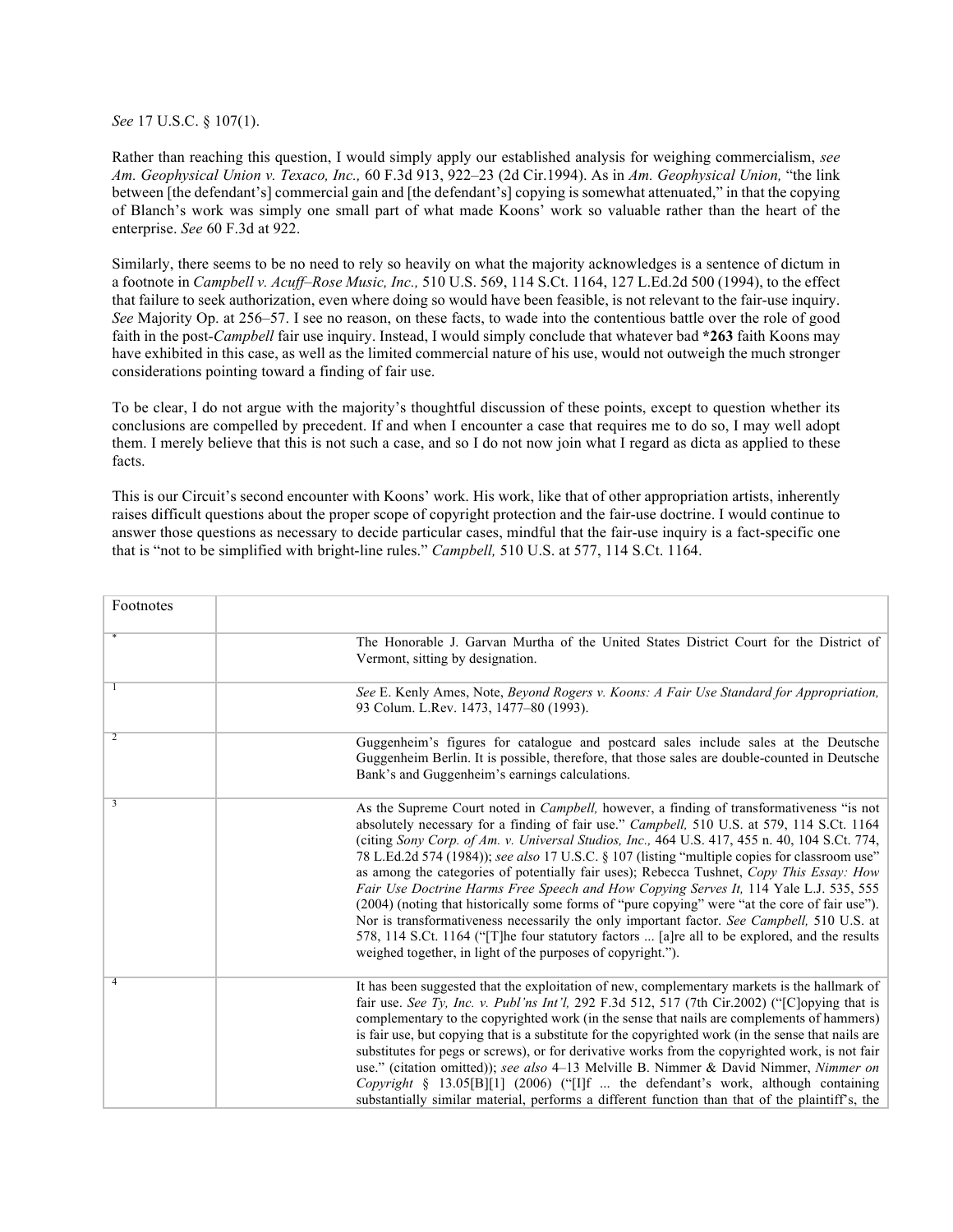*See* 17 U.S.C. § 107(1).

Rather than reaching this question, I would simply apply our established analysis for weighing commercialism, *see Am. Geophysical Union v. Texaco, Inc.,* 60 F.3d 913, 922–23 (2d Cir.1994). As in *Am. Geophysical Union,* "the link between [the defendant's] commercial gain and [the defendant's] copying is somewhat attenuated," in that the copying of Blanch's work was simply one small part of what made Koons' work so valuable rather than the heart of the enterprise. *See* 60 F.3d at 922.

Similarly, there seems to be no need to rely so heavily on what the majority acknowledges is a sentence of dictum in a footnote in *Campbell v. Acuff–Rose Music, Inc.,* 510 U.S. 569, 114 S.Ct. 1164, 127 L.Ed.2d 500 (1994), to the effect that failure to seek authorization, even where doing so would have been feasible, is not relevant to the fair-use inquiry. *See* Majority Op. at 256–57. I see no reason, on these facts, to wade into the contentious battle over the role of good faith in the post-*Campbell* fair use inquiry. Instead, I would simply conclude that whatever bad **\*263** faith Koons may have exhibited in this case, as well as the limited commercial nature of his use, would not outweigh the much stronger considerations pointing toward a finding of fair use.

To be clear, I do not argue with the majority's thoughtful discussion of these points, except to question whether its conclusions are compelled by precedent. If and when I encounter a case that requires me to do so, I may well adopt them. I merely believe that this is not such a case, and so I do not now join what I regard as dicta as applied to these facts.

This is our Circuit's second encounter with Koons' work. His work, like that of other appropriation artists, inherently raises difficult questions about the proper scope of copyright protection and the fair-use doctrine. I would continue to answer those questions as necessary to decide particular cases, mindful that the fair-use inquiry is a fact-specific one that is "not to be simplified with bright-line rules." *Campbell,* 510 U.S. at 577, 114 S.Ct. 1164.

| Footnotes | |
|---|---|
| * | The Honorable J. Garvan Murtha of the United States District Court for the District of Vermont, sitting by designation. |
| 1 | *See* E. Kenly Ames, Note, *Beyond Rogers v. Koons: A Fair Use Standard for Appropriation,* 93 Colum. L.Rev. 1473, 1477–80 (1993). |
| 2 | Guggenheim's figures for catalogue and postcard sales include sales at the Deutsche Guggenheim Berlin. It is possible, therefore, that those sales are double-counted in Deutsche Bank's and Guggenheim's earnings calculations. |
| 3 | As the Supreme Court noted in *Campbell,* however, a finding of transformativeness "is not absolutely necessary for a finding of fair use." *Campbell,* 510 U.S. at 579, 114 S.Ct. 1164 (citing *Sony Corp. of Am. v. Universal Studios, Inc.,* 464 U.S. 417, 455 n. 40, 104 S.Ct. 774, 78 L.Ed.2d 574 (1984)); *see also* 17 U.S.C. § 107 (listing "multiple copies for classroom use" as among the categories of potentially fair uses); Rebecca Tushnet, *Copy This Essay: How Fair Use Doctrine Harms Free Speech and How Copying Serves It,* 114 Yale L.J. 535, 555 (2004) (noting that historically some forms of "pure copying" were "at the core of fair use"). Nor is transformativeness necessarily the only important factor. *See Campbell,* 510 U.S. at 578, 114 S.Ct. 1164 ("[T]he four statutory factors ... [a]re all to be explored, and the results weighed together, in light of the purposes of copyright."). |
| 4 | It has been suggested that the exploitation of new, complementary markets is the hallmark of fair use. *See Ty, Inc. v. Publ'ns Int'l,* 292 F.3d 512, 517 (7th Cir.2002) ("[C]opying that is complementary to the copyrighted work (in the sense that nails are complements of hammers) is fair use, but copying that is a substitute for the copyrighted work (in the sense that nails are substitutes for pegs or screws), or for derivative works from the copyrighted work, is not fair use." (citation omitted)); *see also* 4–13 Melville B. Nimmer & David Nimmer, *Nimmer on Copyright* § 13.05[B][1] (2006) ("[I]f ... the defendant's work, although containing substantially similar material, performs a different function than that of the plaintiff's, the |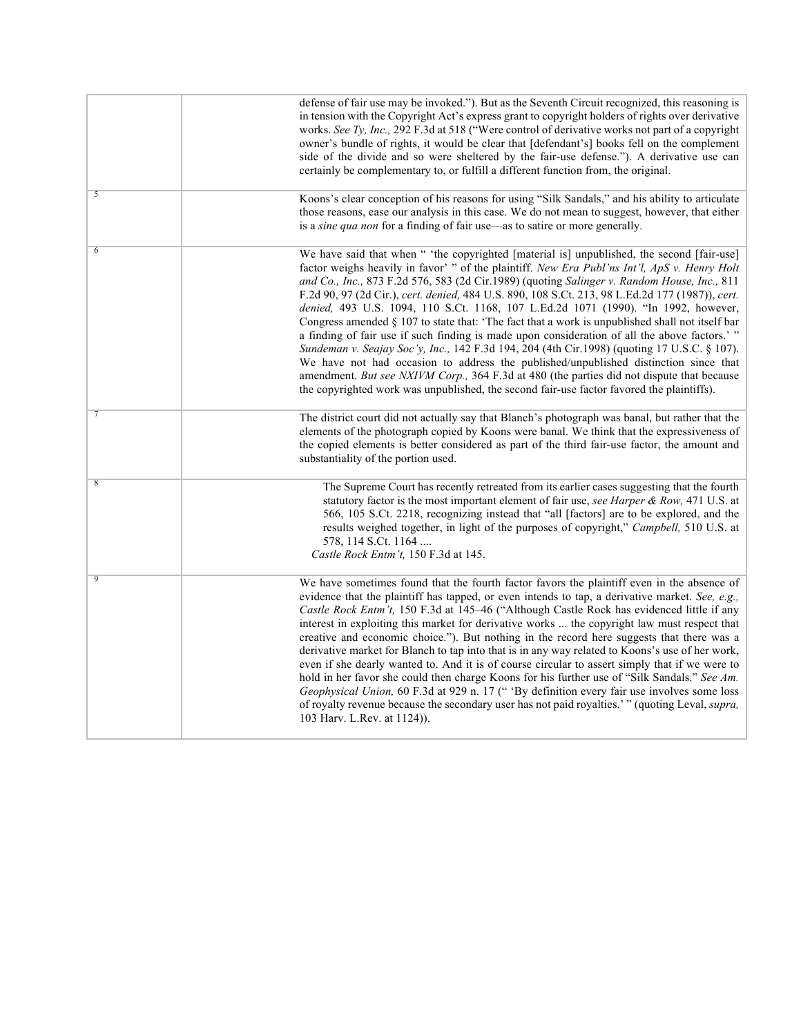defense of fair use may be invoked."). But as the Seventh Circuit recognized, this reasoning is in tension with the Copyright Act's express grant to copyright holders of rights over derivative works. *See Ty, Inc.,* 292 F.3d at 518 ("Were control of derivative works not part of a copyright owner's bundle of rights, it would be clear that [defendant's] books fell on the complement side of the divide and so were sheltered by the fair-use defense."). A derivative use can certainly be complementary to, or fulfill a different function from, the original.

5 Koons's clear conception of his reasons for using "Silk Sandals," and his ability to articulate those reasons, ease our analysis in this case. We do not mean to suggest, however, that either is a *sine qua non* for a finding of fair use—as to satire or more generally.

6 We have said that when " 'the copyrighted [material is] unpublished, the second [fair-use] factor weighs heavily in favor' " of the plaintiff. *New Era Publ'ns Int'l, ApS v. Henry Holt and Co., Inc.,* 873 F.2d 576, 583 (2d Cir.1989) (quoting *Salinger v. Random House, Inc.,* 811 F.2d 90, 97 (2d Cir.), *cert. denied,* 484 U.S. 890, 108 S.Ct. 213, 98 L.Ed.2d 177 (1987)), *cert. denied,* 493 U.S. 1094, 110 S.Ct. 1168, 107 L.Ed.2d 1071 (1990). "In 1992, however, Congress amended § 107 to state that: 'The fact that a work is unpublished shall not itself bar a finding of fair use if such finding is made upon consideration of all the above factors.' " *Sundeman v. Seajay Soc'y, Inc.,* 142 F.3d 194, 204 (4th Cir.1998) (quoting 17 U.S.C. § 107). We have not had occasion to address the published/unpublished distinction since that amendment. *But see NXIVM Corp.,* 364 F.3d at 480 (the parties did not dispute that because the copyrighted work was unpublished, the second fair-use factor favored the plaintiffs).

7 The district court did not actually say that Blanch's photograph was banal, but rather that the elements of the photograph copied by Koons were banal. We think that the expressiveness of the copied elements is better considered as part of the third fair-use factor, the amount and substantiality of the portion used.

8

> The Supreme Court has recently retreated from its earlier cases suggesting that the fourth statutory factor is the most important element of fair use, *see Harper & Row,* 471 U.S. at 566, 105 S.Ct. 2218, recognizing instead that "all [factors] are to be explored, and the results weighed together, in light of the purposes of copyright," *Campbell,* 510 U.S. at 578, 114 S.Ct. 1164 ....

*Castle Rock Entm't,* 150 F.3d at 145.

9 We have sometimes found that the fourth factor favors the plaintiff even in the absence of evidence that the plaintiff has tapped, or even intends to tap, a derivative market. *See, e.g., Castle Rock Entm't,* 150 F.3d at 145–46 ("Although Castle Rock has evidenced little if any interest in exploiting this market for derivative works ... the copyright law must respect that creative and economic choice."). But nothing in the record here suggests that there was a derivative market for Blanch to tap into that is in any way related to Koons's use of her work, even if she dearly wanted to. And it is of course circular to assert simply that if we were to hold in her favor she could then charge Koons for his further use of "Silk Sandals." *See Am. Geophysical Union,* 60 F.3d at 929 n. 17 (" 'By definition every fair use involves some loss of royalty revenue because the secondary user has not paid royalties.' " (quoting Leval, *supra,* 103 Harv. L.Rev. at 1124)).